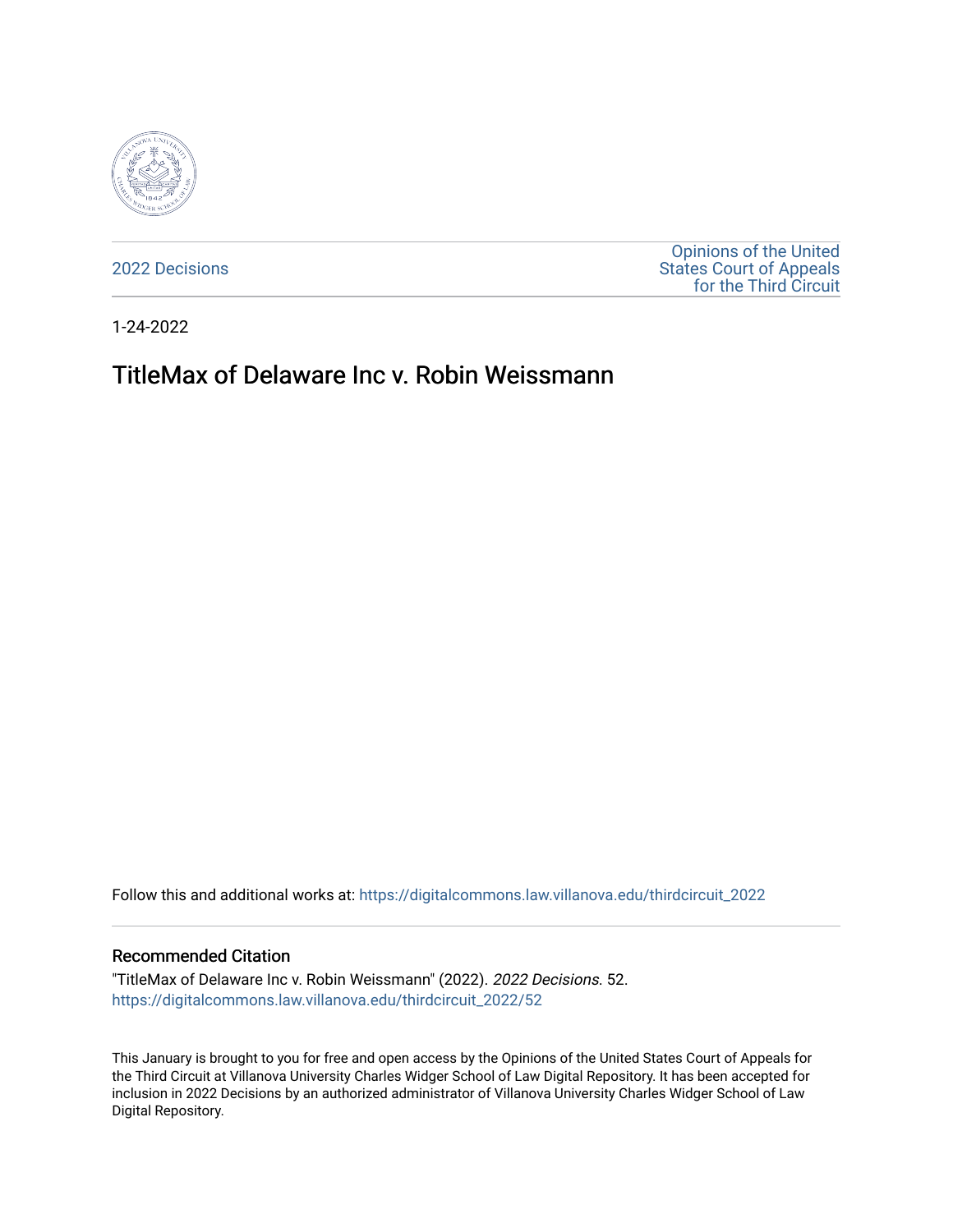2022 Decisions

Opinions of the United States Court of Appeals for the Third Circuit

1-24-2022

# TitleMax of Delaware Inc v. Robin Weissmann

Follow this and additional works at: https://digitalcommons.law.villanova.edu/thirdcircuit_2022

### Recommended Citation

"TitleMax of Delaware Inc v. Robin Weissmann" (2022). *2022 Decisions*. 52.
https://digitalcommons.law.villanova.edu/thirdcircuit_2022/52

This January is brought to you for free and open access by the Opinions of the United States Court of Appeals for the Third Circuit at Villanova University Charles Widger School of Law Digital Repository. It has been accepted for inclusion in 2022 Decisions by an authorized administrator of Villanova University Charles Widger School of Law Digital Repository.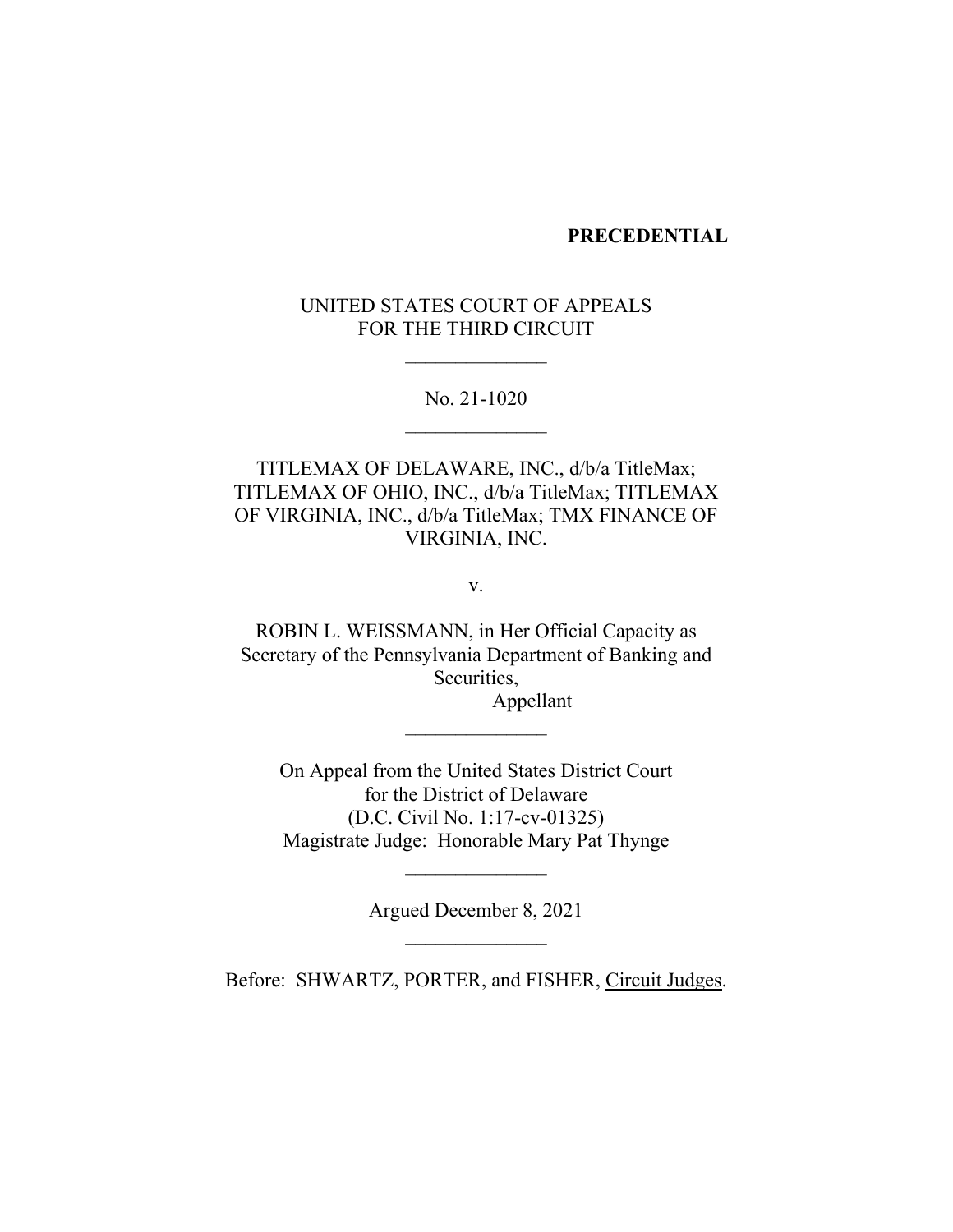**PRECEDENTIAL**

UNITED STATES COURT OF APPEALS
FOR THE THIRD CIRCUIT

______________

No. 21-1020

______________

TITLEMAX OF DELAWARE, INC., d/b/a TitleMax; TITLEMAX OF OHIO, INC., d/b/a TitleMax; TITLEMAX OF VIRGINIA, INC., d/b/a TitleMax; TMX FINANCE OF VIRGINIA, INC.

v.

ROBIN L. WEISSMANN, in Her Official Capacity as Secretary of the Pennsylvania Department of Banking and Securities,
Appellant

______________

On Appeal from the United States District Court
for the District of Delaware
(D.C. Civil No. 1:17-cv-01325)
Magistrate Judge: Honorable Mary Pat Thynge

______________

Argued December 8, 2021

______________

Before: SHWARTZ, PORTER, and FISHER, Circuit Judges.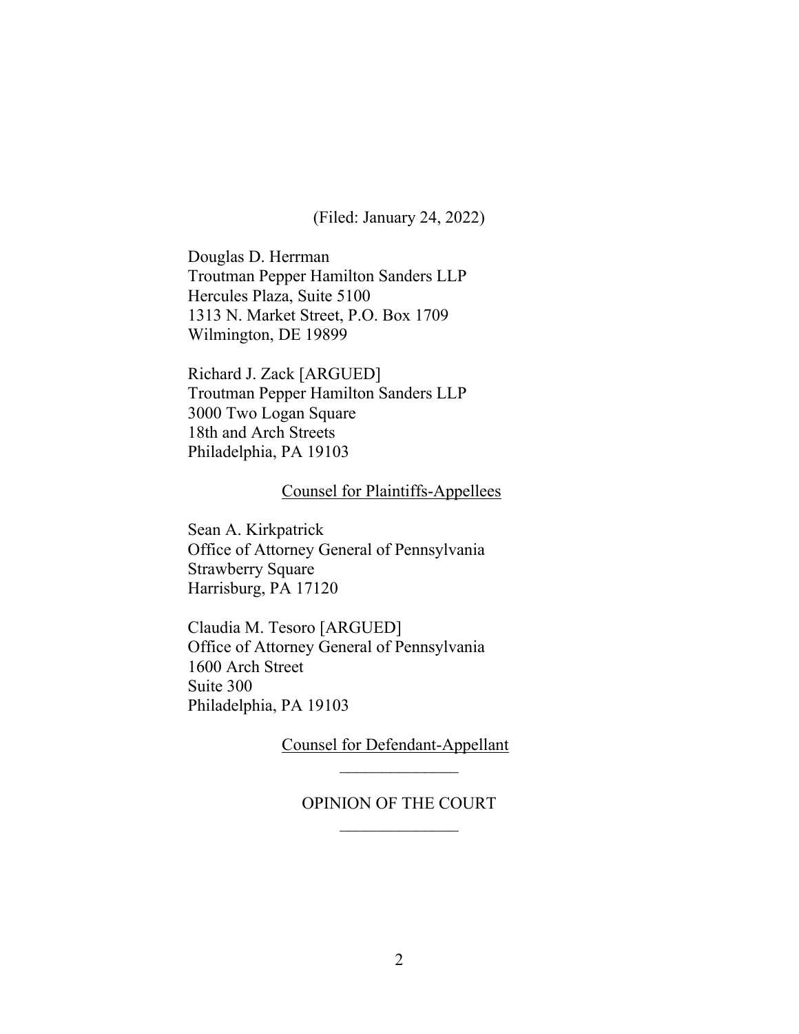(Filed: January 24, 2022)

Douglas D. Herrman
Troutman Pepper Hamilton Sanders LLP
Hercules Plaza, Suite 5100
1313 N. Market Street, P.O. Box 1709
Wilmington, DE 19899

Richard J. Zack [ARGUED]
Troutman Pepper Hamilton Sanders LLP
3000 Two Logan Square
18th and Arch Streets
Philadelphia, PA 19103

Counsel for Plaintiffs-Appellees

Sean A. Kirkpatrick
Office of Attorney General of Pennsylvania
Strawberry Square
Harrisburg, PA 17120

Claudia M. Tesoro [ARGUED]
Office of Attorney General of Pennsylvania
1600 Arch Street
Suite 300
Philadelphia, PA 19103

Counsel for Defendant-Appellant

---

OPINION OF THE COURT

---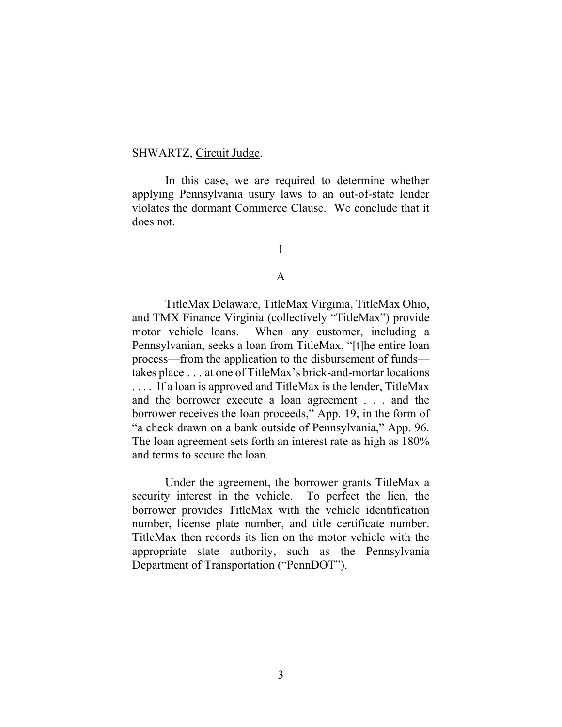SHWARTZ, Circuit Judge.

In this case, we are required to determine whether applying Pennsylvania usury laws to an out-of-state lender violates the dormant Commerce Clause. We conclude that it does not.

I

A

TitleMax Delaware, TitleMax Virginia, TitleMax Ohio, and TMX Finance Virginia (collectively "TitleMax") provide motor vehicle loans. When any customer, including a Pennsylvanian, seeks a loan from TitleMax, "[t]he entire loan process—from the application to the disbursement of funds—takes place . . . at one of TitleMax's brick-and-mortar locations . . . . If a loan is approved and TitleMax is the lender, TitleMax and the borrower execute a loan agreement . . . and the borrower receives the loan proceeds," App. 19, in the form of "a check drawn on a bank outside of Pennsylvania," App. 96. The loan agreement sets forth an interest rate as high as 180% and terms to secure the loan.

Under the agreement, the borrower grants TitleMax a security interest in the vehicle. To perfect the lien, the borrower provides TitleMax with the vehicle identification number, license plate number, and title certificate number. TitleMax then records its lien on the motor vehicle with the appropriate state authority, such as the Pennsylvania Department of Transportation ("PennDOT").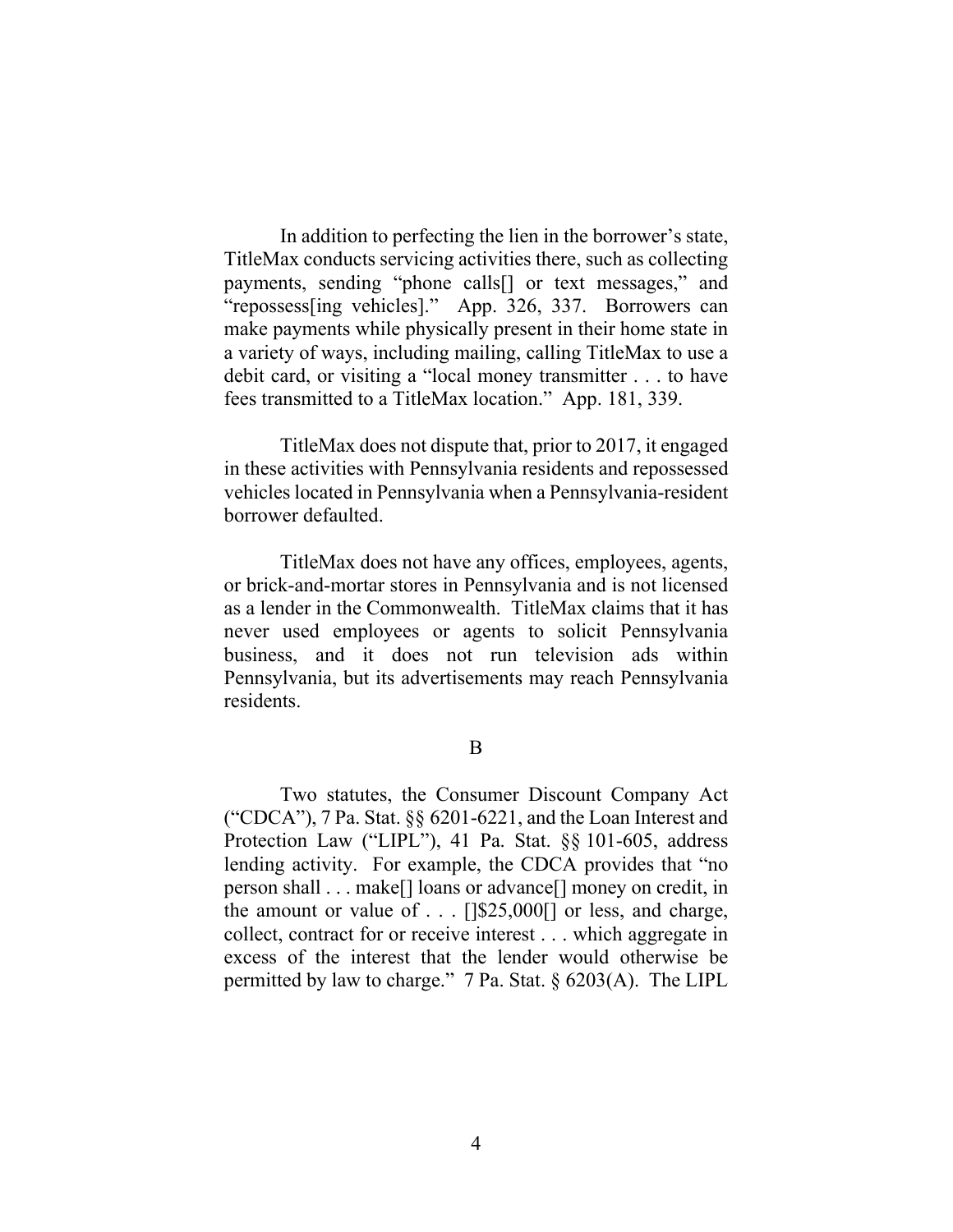In addition to perfecting the lien in the borrower's state, TitleMax conducts servicing activities there, such as collecting payments, sending "phone calls[] or text messages," and "repossess[ing vehicles]." App. 326, 337. Borrowers can make payments while physically present in their home state in a variety of ways, including mailing, calling TitleMax to use a debit card, or visiting a "local money transmitter . . . to have fees transmitted to a TitleMax location." App. 181, 339.

TitleMax does not dispute that, prior to 2017, it engaged in these activities with Pennsylvania residents and repossessed vehicles located in Pennsylvania when a Pennsylvania-resident borrower defaulted.

TitleMax does not have any offices, employees, agents, or brick-and-mortar stores in Pennsylvania and is not licensed as a lender in the Commonwealth. TitleMax claims that it has never used employees or agents to solicit Pennsylvania business, and it does not run television ads within Pennsylvania, but its advertisements may reach Pennsylvania residents.

B

Two statutes, the Consumer Discount Company Act ("CDCA"), 7 Pa. Stat. §§ 6201-6221, and the Loan Interest and Protection Law ("LIPL"), 41 Pa. Stat. §§ 101-605, address lending activity. For example, the CDCA provides that "no person shall . . . make[] loans or advance[] money on credit, in the amount or value of . . . []$25,000[] or less, and charge, collect, contract for or receive interest . . . which aggregate in excess of the interest that the lender would otherwise be permitted by law to charge." 7 Pa. Stat. § 6203(A). The LIPL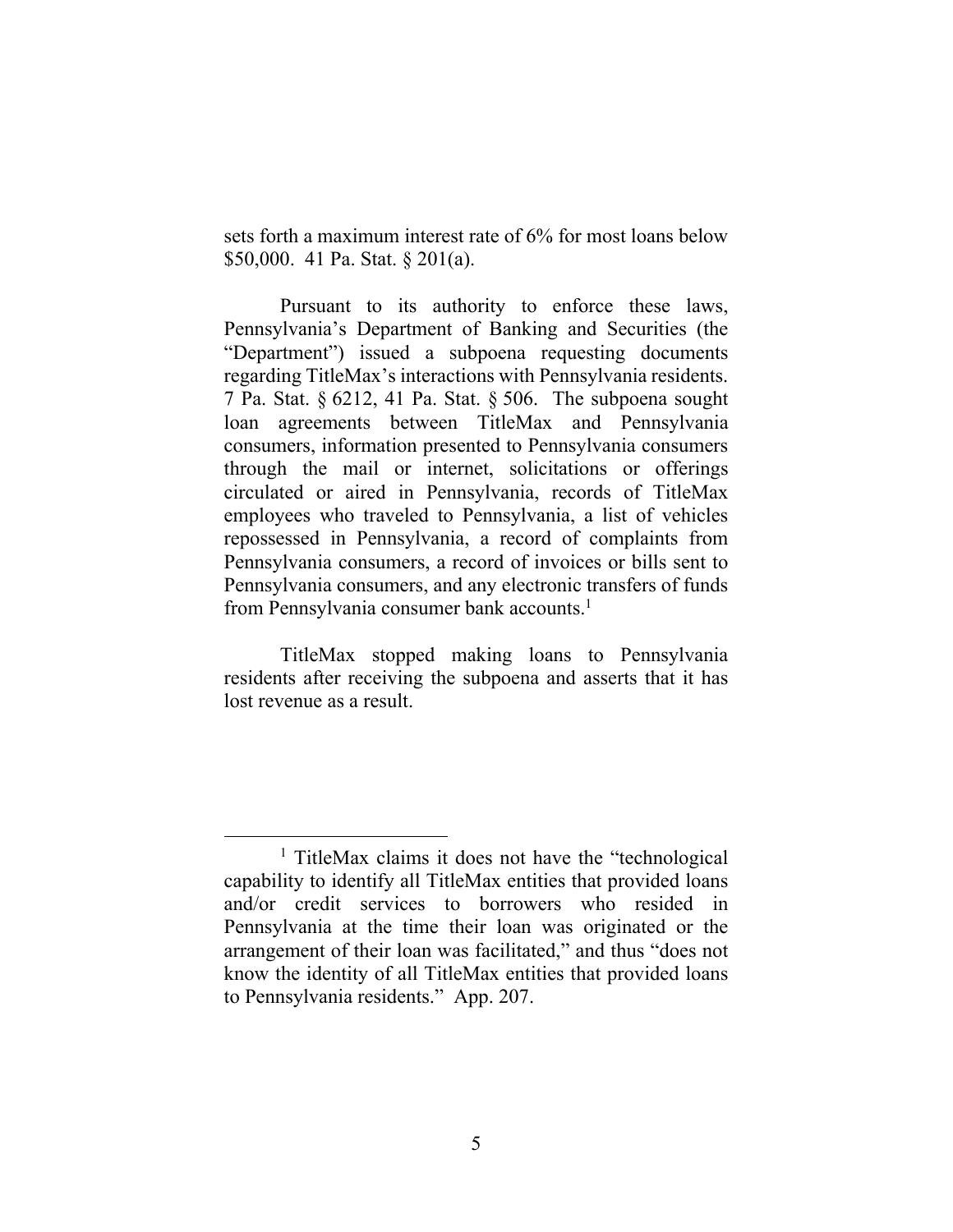sets forth a maximum interest rate of 6% for most loans below $50,000. 41 Pa. Stat. § 201(a).

Pursuant to its authority to enforce these laws, Pennsylvania's Department of Banking and Securities (the "Department") issued a subpoena requesting documents regarding TitleMax's interactions with Pennsylvania residents. 7 Pa. Stat. § 6212, 41 Pa. Stat. § 506. The subpoena sought loan agreements between TitleMax and Pennsylvania consumers, information presented to Pennsylvania consumers through the mail or internet, solicitations or offerings circulated or aired in Pennsylvania, records of TitleMax employees who traveled to Pennsylvania, a list of vehicles repossessed in Pennsylvania, a record of complaints from Pennsylvania consumers, a record of invoices or bills sent to Pennsylvania consumers, and any electronic transfers of funds from Pennsylvania consumer bank accounts.[1]

TitleMax stopped making loans to Pennsylvania residents after receiving the subpoena and asserts that it has lost revenue as a result.

---

[1] TitleMax claims it does not have the "technological capability to identify all TitleMax entities that provided loans and/or credit services to borrowers who resided in Pennsylvania at the time their loan was originated or the arrangement of their loan was facilitated," and thus "does not know the identity of all TitleMax entities that provided loans to Pennsylvania residents." App. 207.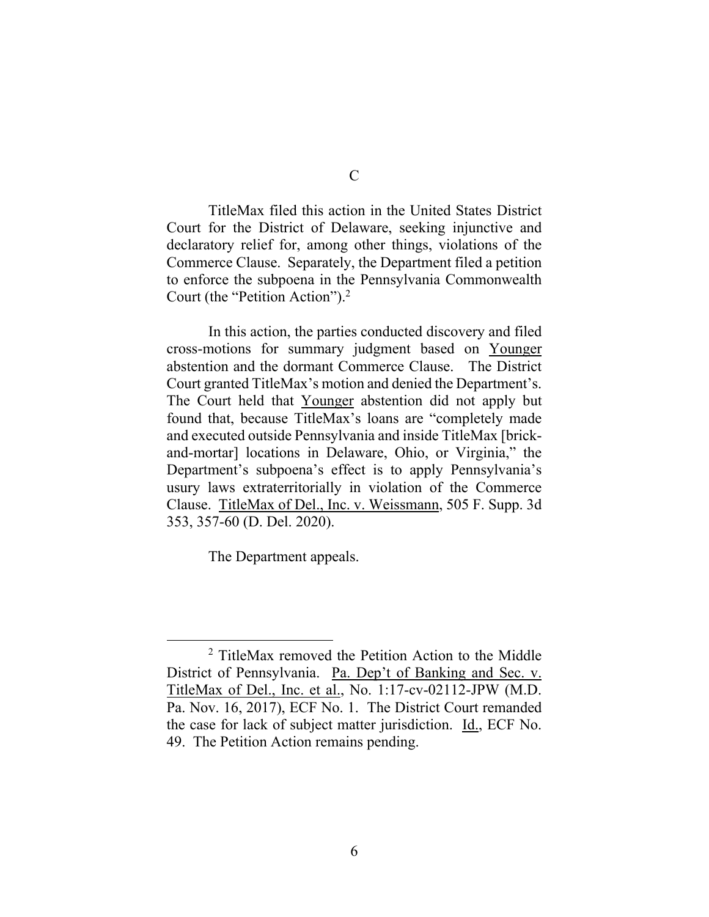### C

TitleMax filed this action in the United States District Court for the District of Delaware, seeking injunctive and declaratory relief for, among other things, violations of the Commerce Clause. Separately, the Department filed a petition to enforce the subpoena in the Pennsylvania Commonwealth Court (the "Petition Action").[2]

In this action, the parties conducted discovery and filed cross-motions for summary judgment based on Younger abstention and the dormant Commerce Clause. The District Court granted TitleMax's motion and denied the Department's. The Court held that Younger abstention did not apply but found that, because TitleMax's loans are "completely made and executed outside Pennsylvania and inside TitleMax [brick-and-mortar] locations in Delaware, Ohio, or Virginia," the Department's subpoena's effect is to apply Pennsylvania's usury laws extraterritorially in violation of the Commerce Clause. TitleMax of Del., Inc. v. Weissmann, 505 F. Supp. 3d 353, 357-60 (D. Del. 2020).

The Department appeals.

---

[2] TitleMax removed the Petition Action to the Middle District of Pennsylvania. Pa. Dep't of Banking and Sec. v. TitleMax of Del., Inc. et al., No. 1:17-cv-02112-JPW (M.D. Pa. Nov. 16, 2017), ECF No. 1. The District Court remanded the case for lack of subject matter jurisdiction. Id., ECF No. 49. The Petition Action remains pending.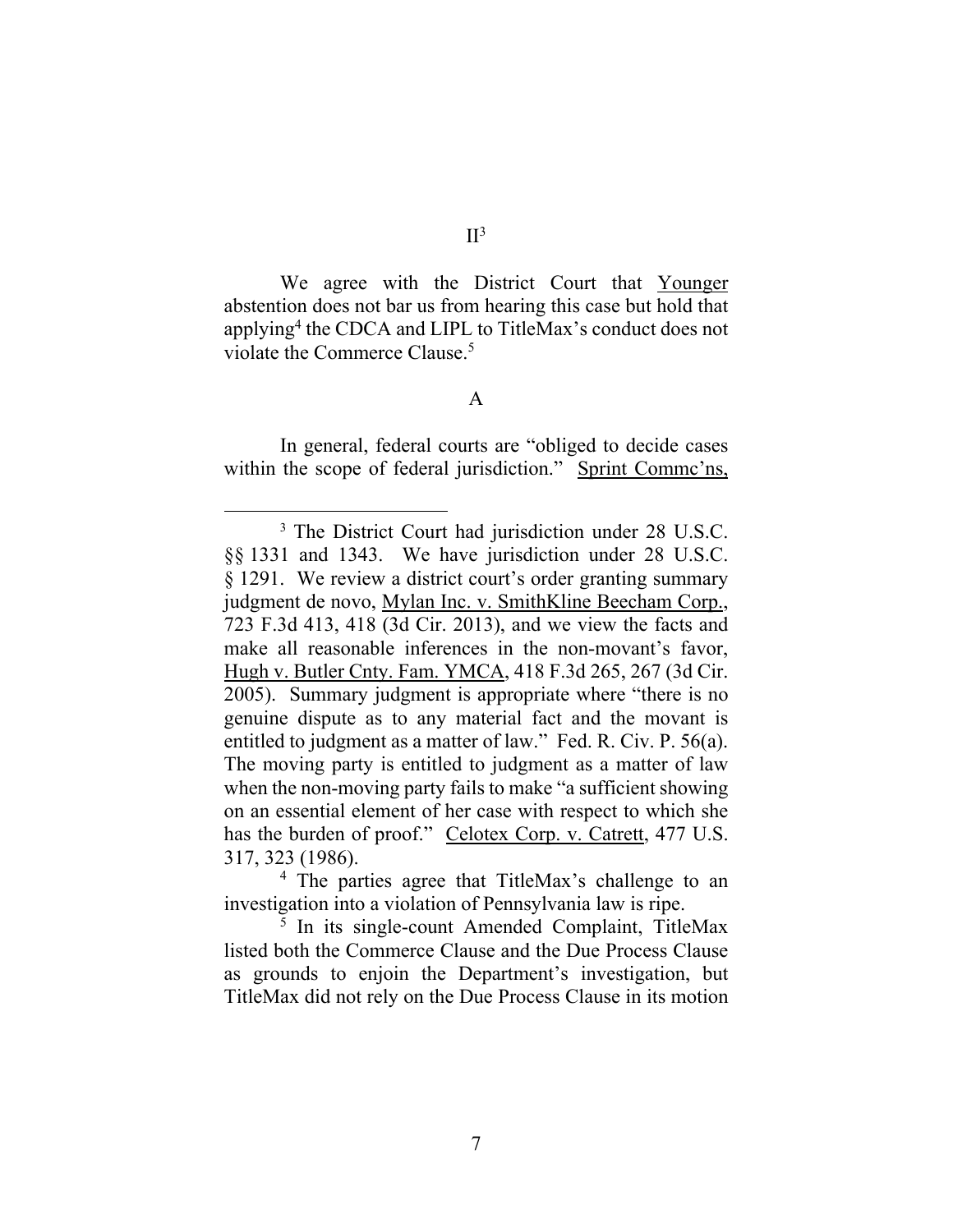## II[3]

We agree with the District Court that Younger abstention does not bar us from hearing this case but hold that applying[4] the CDCA and LIPL to TitleMax's conduct does not violate the Commerce Clause.[5]

### A

In general, federal courts are "obliged to decide cases within the scope of federal jurisdiction." Sprint Commc'ns,

---

[3] The District Court had jurisdiction under 28 U.S.C. §§ 1331 and 1343. We have jurisdiction under 28 U.S.C. § 1291. We review a district court's order granting summary judgment de novo, Mylan Inc. v. SmithKline Beecham Corp., 723 F.3d 413, 418 (3d Cir. 2013), and we view the facts and make all reasonable inferences in the non-movant's favor, Hugh v. Butler Cnty. Fam. YMCA, 418 F.3d 265, 267 (3d Cir. 2005). Summary judgment is appropriate where "there is no genuine dispute as to any material fact and the movant is entitled to judgment as a matter of law." Fed. R. Civ. P. 56(a). The moving party is entitled to judgment as a matter of law when the non-moving party fails to make "a sufficient showing on an essential element of her case with respect to which she has the burden of proof." Celotex Corp. v. Catrett, 477 U.S. 317, 323 (1986).

[4] The parties agree that TitleMax's challenge to an investigation into a violation of Pennsylvania law is ripe.

[5] In its single-count Amended Complaint, TitleMax listed both the Commerce Clause and the Due Process Clause as grounds to enjoin the Department's investigation, but TitleMax did not rely on the Due Process Clause in its motion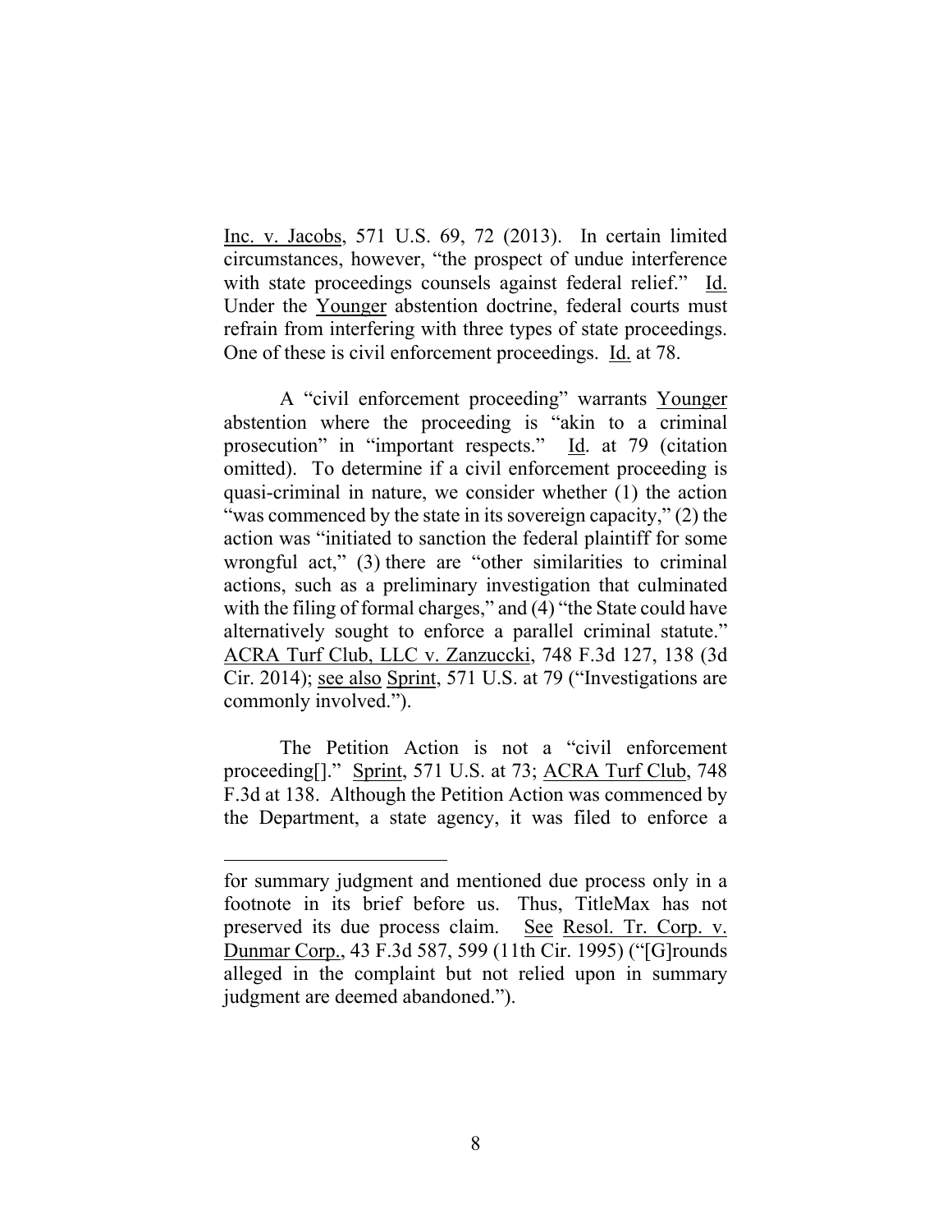Inc. v. Jacobs, 571 U.S. 69, 72 (2013). In certain limited circumstances, however, "the prospect of undue interference with state proceedings counsels against federal relief." Id. Under the Younger abstention doctrine, federal courts must refrain from interfering with three types of state proceedings. One of these is civil enforcement proceedings. Id. at 78.

A "civil enforcement proceeding" warrants Younger abstention where the proceeding is "akin to a criminal prosecution" in "important respects." Id. at 79 (citation omitted). To determine if a civil enforcement proceeding is quasi-criminal in nature, we consider whether (1) the action "was commenced by the state in its sovereign capacity," (2) the action was "initiated to sanction the federal plaintiff for some wrongful act," (3) there are "other similarities to criminal actions, such as a preliminary investigation that culminated with the filing of formal charges," and (4) "the State could have alternatively sought to enforce a parallel criminal statute." ACRA Turf Club, LLC v. Zanzuccki, 748 F.3d 127, 138 (3d Cir. 2014); see also Sprint, 571 U.S. at 79 ("Investigations are commonly involved.").

The Petition Action is not a "civil enforcement proceeding[]." Sprint, 571 U.S. at 73; ACRA Turf Club, 748 F.3d at 138. Although the Petition Action was commenced by the Department, a state agency, it was filed to enforce a

---

for summary judgment and mentioned due process only in a footnote in its brief before us. Thus, TitleMax has not preserved its due process claim. See Resol. Tr. Corp. v. Dunmar Corp., 43 F.3d 587, 599 (11th Cir. 1995) ("[G]rounds alleged in the complaint but not relied upon in summary judgment are deemed abandoned.").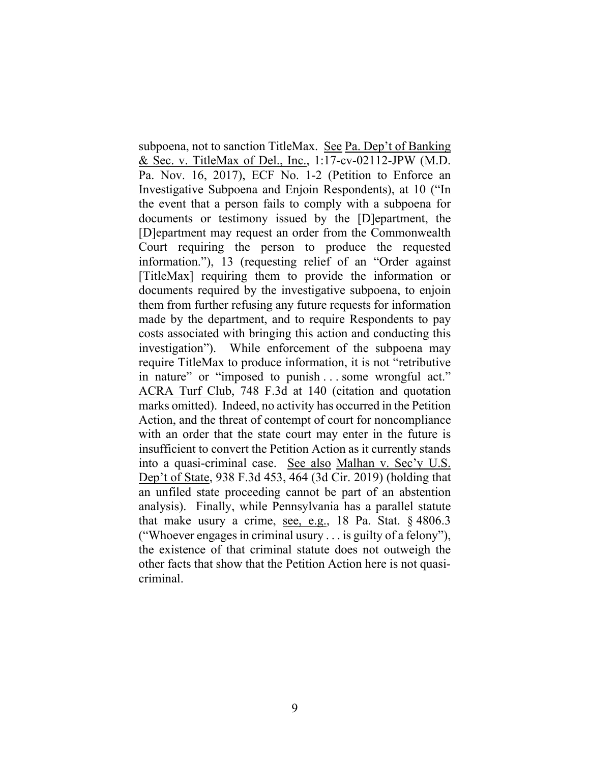subpoena, not to sanction TitleMax. See Pa. Dep't of Banking & Sec. v. TitleMax of Del., Inc., 1:17-cv-02112-JPW (M.D. Pa. Nov. 16, 2017), ECF No. 1-2 (Petition to Enforce an Investigative Subpoena and Enjoin Respondents), at 10 ("In the event that a person fails to comply with a subpoena for documents or testimony issued by the [D]epartment, the [D]epartment may request an order from the Commonwealth Court requiring the person to produce the requested information."), 13 (requesting relief of an "Order against [TitleMax] requiring them to provide the information or documents required by the investigative subpoena, to enjoin them from further refusing any future requests for information made by the department, and to require Respondents to pay costs associated with bringing this action and conducting this investigation"). While enforcement of the subpoena may require TitleMax to produce information, it is not "retributive in nature" or "imposed to punish . . . some wrongful act." ACRA Turf Club, 748 F.3d at 140 (citation and quotation marks omitted). Indeed, no activity has occurred in the Petition Action, and the threat of contempt of court for noncompliance with an order that the state court may enter in the future is insufficient to convert the Petition Action as it currently stands into a quasi-criminal case. See also Malhan v. Sec'y U.S. Dep't of State, 938 F.3d 453, 464 (3d Cir. 2019) (holding that an unfiled state proceeding cannot be part of an abstention analysis). Finally, while Pennsylvania has a parallel statute that make usury a crime, see, e.g., 18 Pa. Stat. § 4806.3 ("Whoever engages in criminal usury . . . is guilty of a felony"), the existence of that criminal statute does not outweigh the other facts that show that the Petition Action here is not quasi-criminal.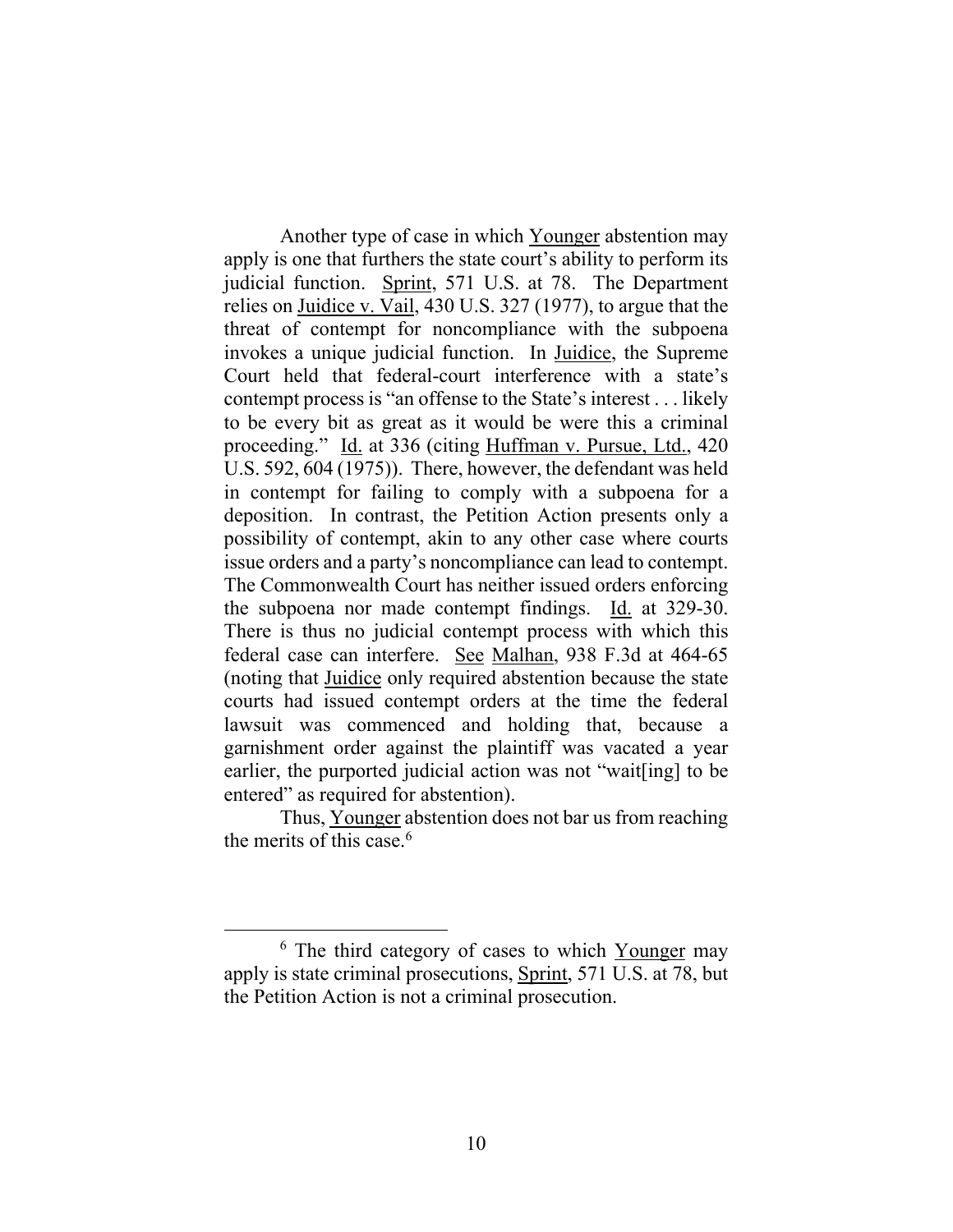Another type of case in which Younger abstention may apply is one that furthers the state court's ability to perform its judicial function. Sprint, 571 U.S. at 78. The Department relies on Juidice v. Vail, 430 U.S. 327 (1977), to argue that the threat of contempt for noncompliance with the subpoena invokes a unique judicial function. In Juidice, the Supreme Court held that federal-court interference with a state's contempt process is "an offense to the State's interest . . . likely to be every bit as great as it would be were this a criminal proceeding." Id. at 336 (citing Huffman v. Pursue, Ltd., 420 U.S. 592, 604 (1975)). There, however, the defendant was held in contempt for failing to comply with a subpoena for a deposition. In contrast, the Petition Action presents only a possibility of contempt, akin to any other case where courts issue orders and a party's noncompliance can lead to contempt. The Commonwealth Court has neither issued orders enforcing the subpoena nor made contempt findings. Id. at 329-30. There is thus no judicial contempt process with which this federal case can interfere. See Malhan, 938 F.3d at 464-65 (noting that Juidice only required abstention because the state courts had issued contempt orders at the time the federal lawsuit was commenced and holding that, because a garnishment order against the plaintiff was vacated a year earlier, the purported judicial action was not "wait[ing] to be entered" as required for abstention).

Thus, Younger abstention does not bar us from reaching the merits of this case.[6]

[6] The third category of cases to which Younger may apply is state criminal prosecutions, Sprint, 571 U.S. at 78, but the Petition Action is not a criminal prosecution.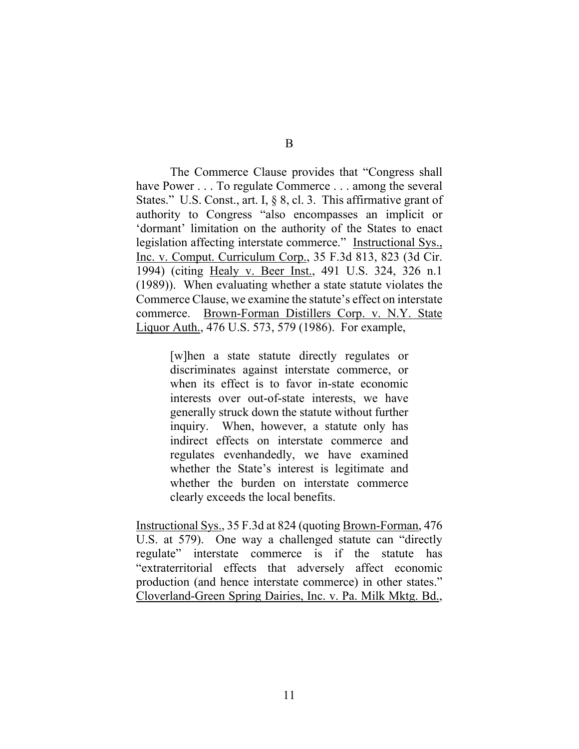## B

The Commerce Clause provides that "Congress shall have Power . . . To regulate Commerce . . . among the several States." U.S. Const., art. I, § 8, cl. 3. This affirmative grant of authority to Congress "also encompasses an implicit or 'dormant' limitation on the authority of the States to enact legislation affecting interstate commerce." Instructional Sys., Inc. v. Comput. Curriculum Corp., 35 F.3d 813, 823 (3d Cir. 1994) (citing Healy v. Beer Inst., 491 U.S. 324, 326 n.1 (1989)). When evaluating whether a state statute violates the Commerce Clause, we examine the statute's effect on interstate commerce. Brown-Forman Distillers Corp. v. N.Y. State Liquor Auth., 476 U.S. 573, 579 (1986). For example,

> [w]hen a state statute directly regulates or discriminates against interstate commerce, or when its effect is to favor in-state economic interests over out-of-state interests, we have generally struck down the statute without further inquiry. When, however, a statute only has indirect effects on interstate commerce and regulates evenhandedly, we have examined whether the State's interest is legitimate and whether the burden on interstate commerce clearly exceeds the local benefits.

Instructional Sys., 35 F.3d at 824 (quoting Brown-Forman, 476 U.S. at 579). One way a challenged statute can "directly regulate" interstate commerce is if the statute has "extraterritorial effects that adversely affect economic production (and hence interstate commerce) in other states." Cloverland-Green Spring Dairies, Inc. v. Pa. Milk Mktg. Bd.,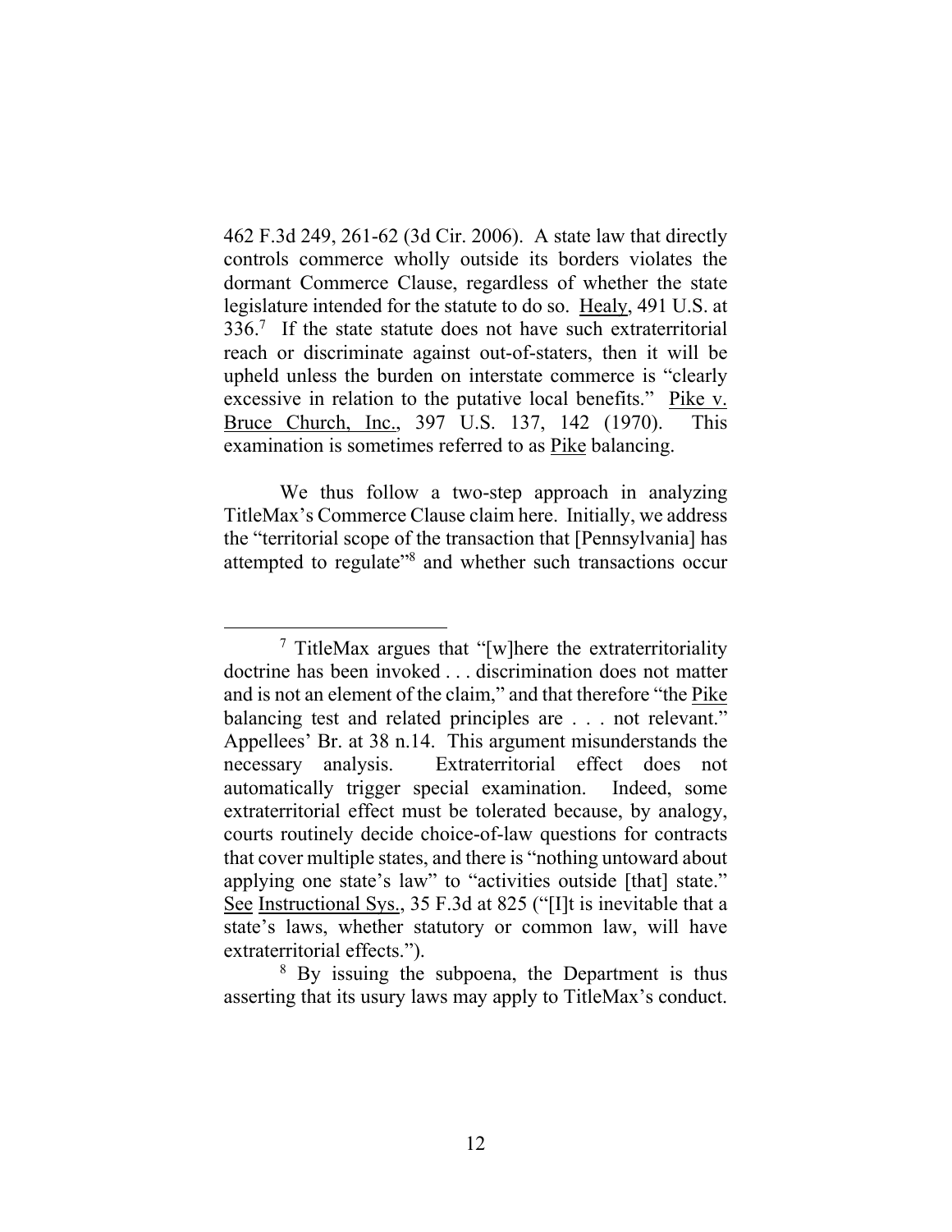462 F.3d 249, 261-62 (3d Cir. 2006). A state law that directly controls commerce wholly outside its borders violates the dormant Commerce Clause, regardless of whether the state legislature intended for the statute to do so. Healy, 491 U.S. at 336.[7] If the state statute does not have such extraterritorial reach or discriminate against out-of-staters, then it will be upheld unless the burden on interstate commerce is "clearly excessive in relation to the putative local benefits." Pike v. Bruce Church, Inc., 397 U.S. 137, 142 (1970). This examination is sometimes referred to as Pike balancing.

We thus follow a two-step approach in analyzing TitleMax's Commerce Clause claim here. Initially, we address the "territorial scope of the transaction that [Pennsylvania] has attempted to regulate"[8] and whether such transactions occur

---

[7] TitleMax argues that "[w]here the extraterritoriality doctrine has been invoked . . . discrimination does not matter and is not an element of the claim," and that therefore "the Pike balancing test and related principles are . . . not relevant." Appellees' Br. at 38 n.14. This argument misunderstands the necessary analysis. Extraterritorial effect does not automatically trigger special examination. Indeed, some extraterritorial effect must be tolerated because, by analogy, courts routinely decide choice-of-law questions for contracts that cover multiple states, and there is "nothing untoward about applying one state's law" to "activities outside [that] state." See Instructional Sys., 35 F.3d at 825 ("[I]t is inevitable that a state's laws, whether statutory or common law, will have extraterritorial effects.").

[8] By issuing the subpoena, the Department is thus asserting that its usury laws may apply to TitleMax's conduct.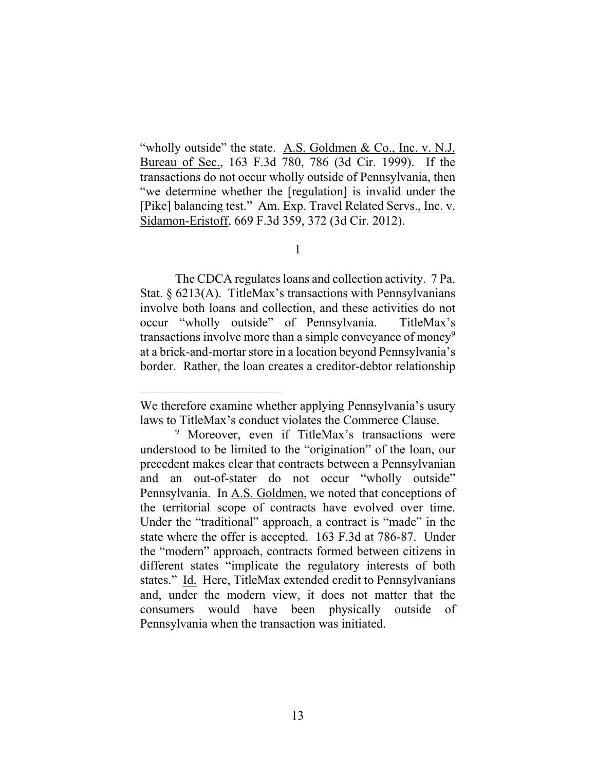"wholly outside" the state. A.S. Goldmen & Co., Inc. v. N.J. Bureau of Sec., 163 F.3d 780, 786 (3d Cir. 1999). If the transactions do not occur wholly outside of Pennsylvania, then "we determine whether the [regulation] is invalid under the [Pike] balancing test." Am. Exp. Travel Related Servs., Inc. v. Sidamon-Eristoff, 669 F.3d 359, 372 (3d Cir. 2012).

1

The CDCA regulates loans and collection activity. 7 Pa. Stat. § 6213(A). TitleMax's transactions with Pennsylvanians involve both loans and collection, and these activities do not occur "wholly outside" of Pennsylvania. TitleMax's transactions involve more than a simple conveyance of money[9] at a brick-and-mortar store in a location beyond Pennsylvania's border. Rather, the loan creates a creditor-debtor relationship

---

We therefore examine whether applying Pennsylvania's usury laws to TitleMax's conduct violates the Commerce Clause.

[9] Moreover, even if TitleMax's transactions were understood to be limited to the "origination" of the loan, our precedent makes clear that contracts between a Pennsylvanian and an out-of-stater do not occur "wholly outside" Pennsylvania. In A.S. Goldmen, we noted that conceptions of the territorial scope of contracts have evolved over time. Under the "traditional" approach, a contract is "made" in the state where the offer is accepted. 163 F.3d at 786-87. Under the "modern" approach, contracts formed between citizens in different states "implicate the regulatory interests of both states." Id. Here, TitleMax extended credit to Pennsylvanians and, under the modern view, it does not matter that the consumers would have been physically outside of Pennsylvania when the transaction was initiated.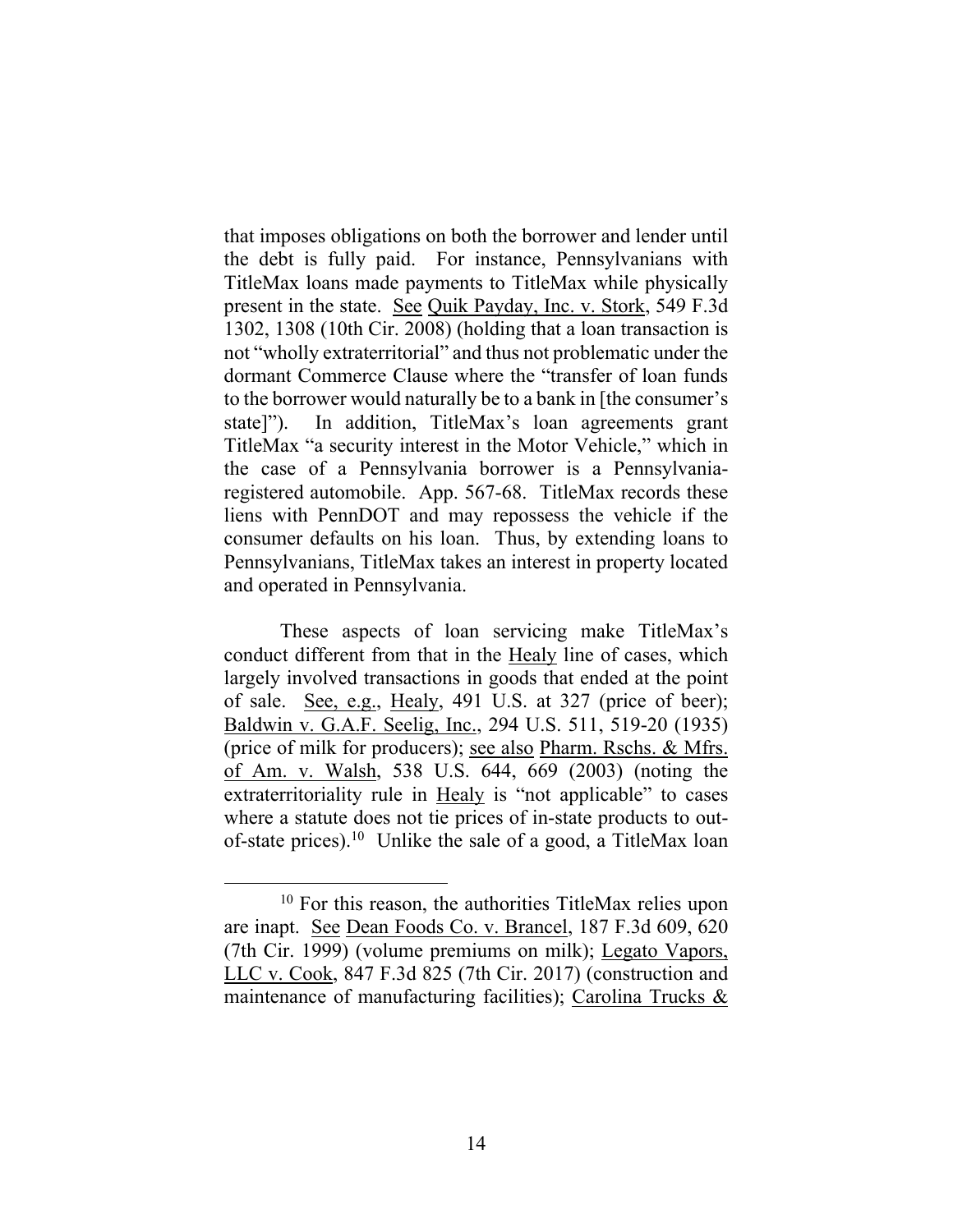that imposes obligations on both the borrower and lender until the debt is fully paid. For instance, Pennsylvanians with TitleMax loans made payments to TitleMax while physically present in the state. See Quik Payday, Inc. v. Stork, 549 F.3d 1302, 1308 (10th Cir. 2008) (holding that a loan transaction is not "wholly extraterritorial" and thus not problematic under the dormant Commerce Clause where the "transfer of loan funds to the borrower would naturally be to a bank in [the consumer's state]"). In addition, TitleMax's loan agreements grant TitleMax "a security interest in the Motor Vehicle," which in the case of a Pennsylvania borrower is a Pennsylvania-registered automobile. App. 567-68. TitleMax records these liens with PennDOT and may repossess the vehicle if the consumer defaults on his loan. Thus, by extending loans to Pennsylvanians, TitleMax takes an interest in property located and operated in Pennsylvania.

These aspects of loan servicing make TitleMax's conduct different from that in the Healy line of cases, which largely involved transactions in goods that ended at the point of sale. See, e.g., Healy, 491 U.S. at 327 (price of beer); Baldwin v. G.A.F. Seelig, Inc., 294 U.S. 511, 519-20 (1935) (price of milk for producers); see also Pharm. Rschs. & Mfrs. of Am. v. Walsh, 538 U.S. 644, 669 (2003) (noting the extraterritoriality rule in Healy is "not applicable" to cases where a statute does not tie prices of in-state products to out-of-state prices).[10] Unlike the sale of a good, a TitleMax loan

[10] For this reason, the authorities TitleMax relies upon are inapt. See Dean Foods Co. v. Brancel, 187 F.3d 609, 620 (7th Cir. 1999) (volume premiums on milk); Legato Vapors, LLC v. Cook, 847 F.3d 825 (7th Cir. 2017) (construction and maintenance of manufacturing facilities); Carolina Trucks &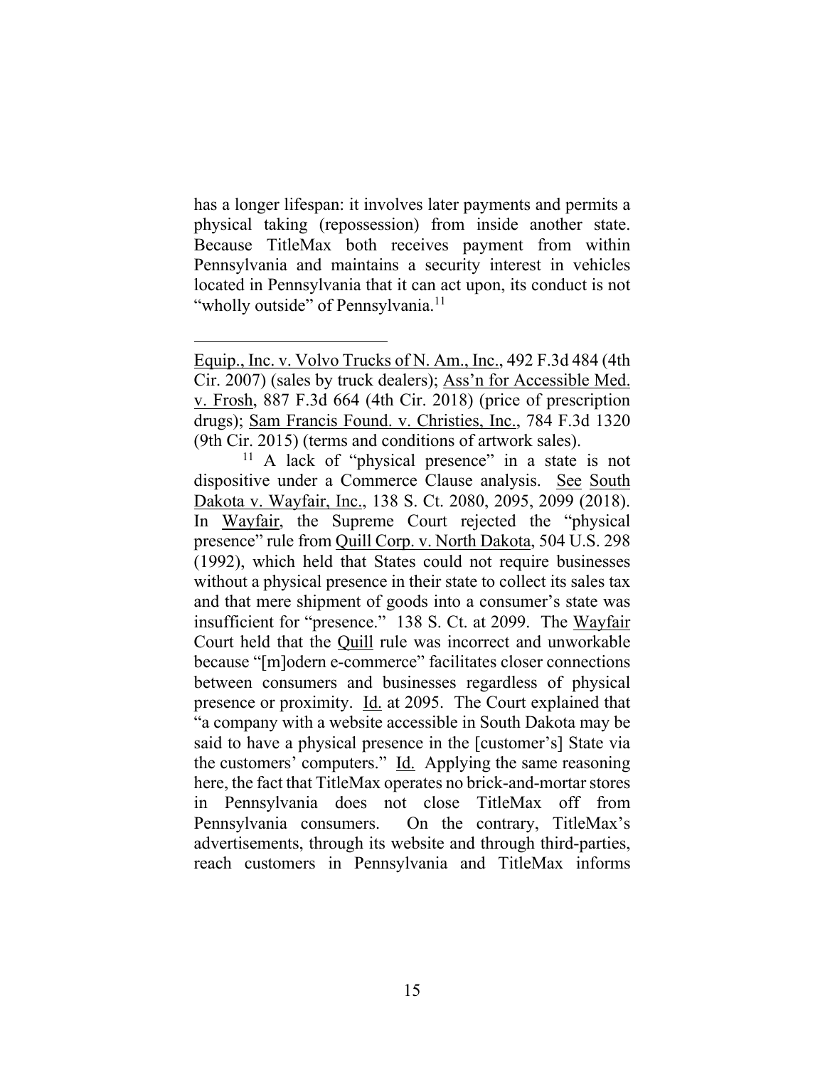has a longer lifespan: it involves later payments and permits a physical taking (repossession) from inside another state. Because TitleMax both receives payment from within Pennsylvania and maintains a security interest in vehicles located in Pennsylvania that it can act upon, its conduct is not "wholly outside" of Pennsylvania.[11]

---

Equip., Inc. v. Volvo Trucks of N. Am., Inc., 492 F.3d 484 (4th Cir. 2007) (sales by truck dealers); Ass'n for Accessible Med. v. Frosh, 887 F.3d 664 (4th Cir. 2018) (price of prescription drugs); Sam Francis Found. v. Christies, Inc., 784 F.3d 1320 (9th Cir. 2015) (terms and conditions of artwork sales).

[11] A lack of "physical presence" in a state is not dispositive under a Commerce Clause analysis. See South Dakota v. Wayfair, Inc., 138 S. Ct. 2080, 2095, 2099 (2018). In Wayfair, the Supreme Court rejected the "physical presence" rule from Quill Corp. v. North Dakota, 504 U.S. 298 (1992), which held that States could not require businesses without a physical presence in their state to collect its sales tax and that mere shipment of goods into a consumer's state was insufficient for "presence." 138 S. Ct. at 2099. The Wayfair Court held that the Quill rule was incorrect and unworkable because "[m]odern e-commerce" facilitates closer connections between consumers and businesses regardless of physical presence or proximity. Id. at 2095. The Court explained that "a company with a website accessible in South Dakota may be said to have a physical presence in the [customer's] State via the customers' computers." Id. Applying the same reasoning here, the fact that TitleMax operates no brick-and-mortar stores in Pennsylvania does not close TitleMax off from Pennsylvania consumers. On the contrary, TitleMax's advertisements, through its website and through third-parties, reach customers in Pennsylvania and TitleMax informs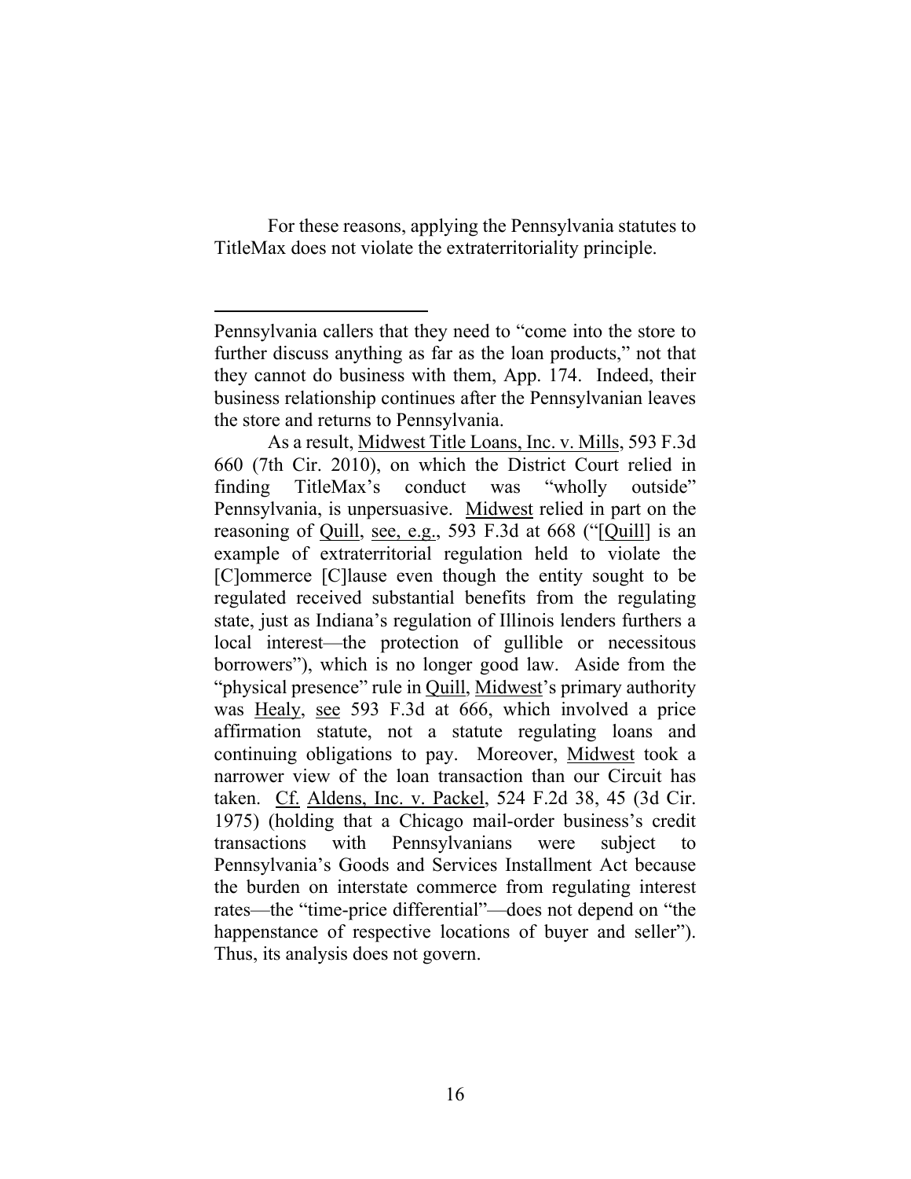For these reasons, applying the Pennsylvania statutes to TitleMax does not violate the extraterritoriality principle.

---

Pennsylvania callers that they need to "come into the store to further discuss anything as far as the loan products," not that they cannot do business with them, App. 174. Indeed, their business relationship continues after the Pennsylvanian leaves the store and returns to Pennsylvania.

As a result, Midwest Title Loans, Inc. v. Mills, 593 F.3d 660 (7th Cir. 2010), on which the District Court relied in finding TitleMax's conduct was "wholly outside" Pennsylvania, is unpersuasive. Midwest relied in part on the reasoning of Quill, see, e.g., 593 F.3d at 668 ("[Quill] is an example of extraterritorial regulation held to violate the [C]ommerce [C]lause even though the entity sought to be regulated received substantial benefits from the regulating state, just as Indiana's regulation of Illinois lenders furthers a local interest—the protection of gullible or necessitous borrowers"), which is no longer good law. Aside from the "physical presence" rule in Quill, Midwest's primary authority was Healy, see 593 F.3d at 666, which involved a price affirmation statute, not a statute regulating loans and continuing obligations to pay. Moreover, Midwest took a narrower view of the loan transaction than our Circuit has taken. Cf. Aldens, Inc. v. Packel, 524 F.2d 38, 45 (3d Cir. 1975) (holding that a Chicago mail-order business's credit transactions with Pennsylvanians were subject to Pennsylvania's Goods and Services Installment Act because the burden on interstate commerce from regulating interest rates—the "time-price differential"—does not depend on "the happenstance of respective locations of buyer and seller"). Thus, its analysis does not govern.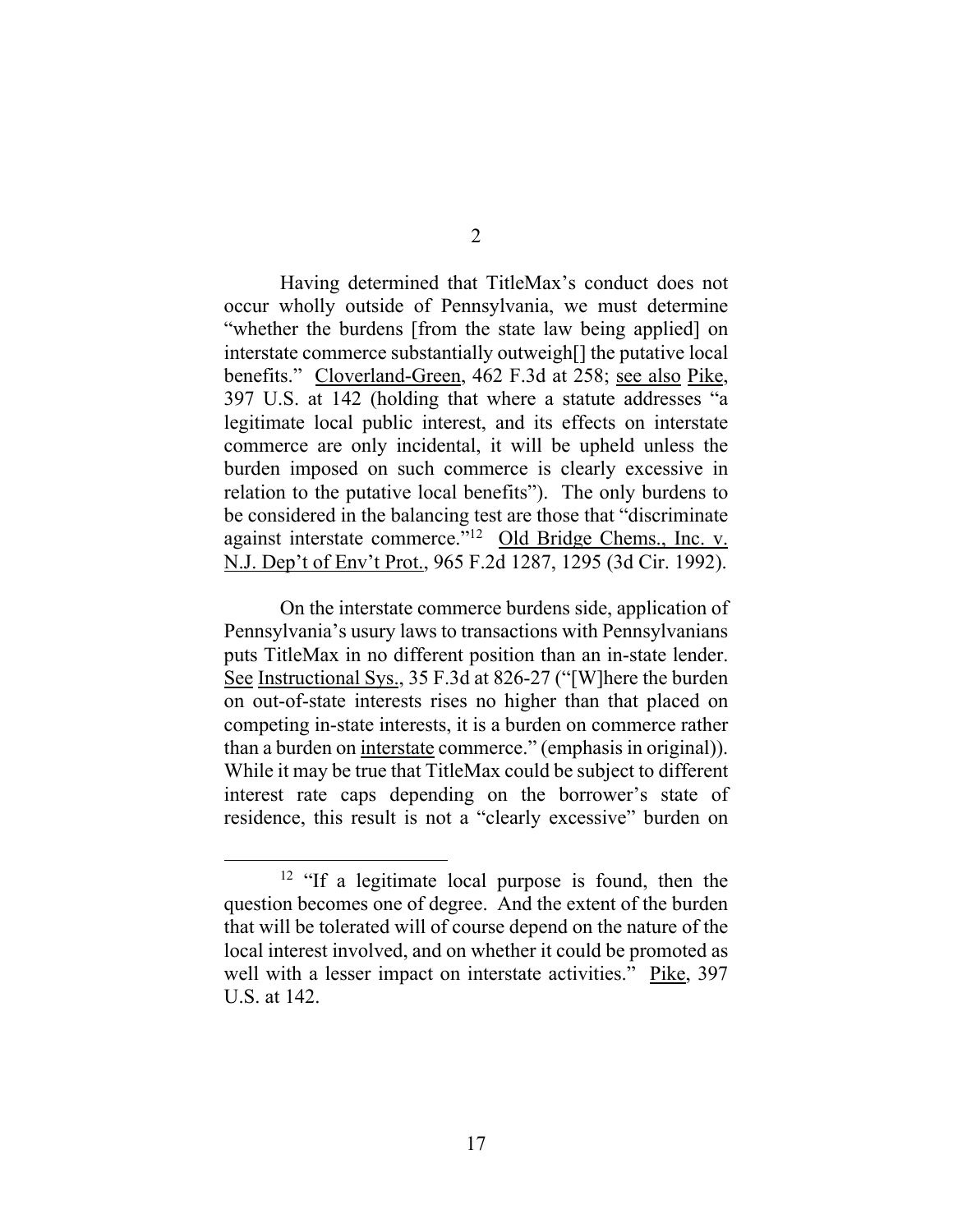Having determined that TitleMax's conduct does not occur wholly outside of Pennsylvania, we must determine "whether the burdens [from the state law being applied] on interstate commerce substantially outweigh[] the putative local benefits." Cloverland-Green, 462 F.3d at 258; see also Pike, 397 U.S. at 142 (holding that where a statute addresses "a legitimate local public interest, and its effects on interstate commerce are only incidental, it will be upheld unless the burden imposed on such commerce is clearly excessive in relation to the putative local benefits"). The only burdens to be considered in the balancing test are those that "discriminate against interstate commerce."[12] Old Bridge Chems., Inc. v. N.J. Dep't of Env't Prot., 965 F.2d 1287, 1295 (3d Cir. 1992).

On the interstate commerce burdens side, application of Pennsylvania's usury laws to transactions with Pennsylvanians puts TitleMax in no different position than an in-state lender. See Instructional Sys., 35 F.3d at 826-27 ("[W]here the burden on out-of-state interests rises no higher than that placed on competing in-state interests, it is a burden on commerce rather than a burden on interstate commerce." (emphasis in original)). While it may be true that TitleMax could be subject to different interest rate caps depending on the borrower's state of residence, this result is not a "clearly excessive" burden on

[12] "If a legitimate local purpose is found, then the question becomes one of degree. And the extent of the burden that will be tolerated will of course depend on the nature of the local interest involved, and on whether it could be promoted as well with a lesser impact on interstate activities." Pike, 397 U.S. at 142.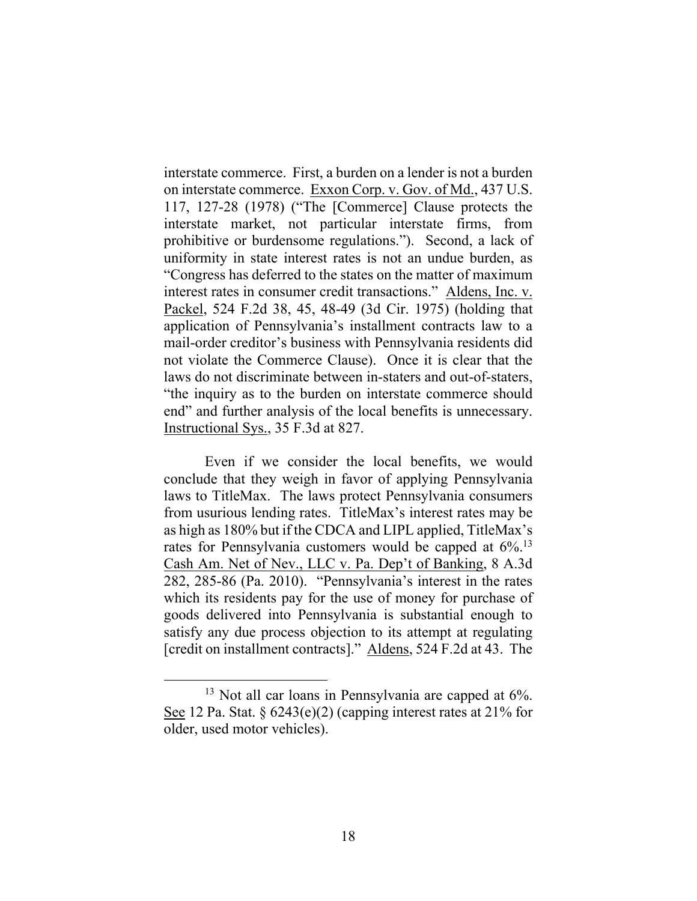interstate commerce. First, a burden on a lender is not a burden on interstate commerce. Exxon Corp. v. Gov. of Md., 437 U.S. 117, 127-28 (1978) ("The [Commerce] Clause protects the interstate market, not particular interstate firms, from prohibitive or burdensome regulations."). Second, a lack of uniformity in state interest rates is not an undue burden, as "Congress has deferred to the states on the matter of maximum interest rates in consumer credit transactions." Aldens, Inc. v. Packel, 524 F.2d 38, 45, 48-49 (3d Cir. 1975) (holding that application of Pennsylvania's installment contracts law to a mail-order creditor's business with Pennsylvania residents did not violate the Commerce Clause). Once it is clear that the laws do not discriminate between in-staters and out-of-staters, "the inquiry as to the burden on interstate commerce should end" and further analysis of the local benefits is unnecessary. Instructional Sys., 35 F.3d at 827.

Even if we consider the local benefits, we would conclude that they weigh in favor of applying Pennsylvania laws to TitleMax. The laws protect Pennsylvania consumers from usurious lending rates. TitleMax's interest rates may be as high as 180% but if the CDCA and LIPL applied, TitleMax's rates for Pennsylvania customers would be capped at 6%.[13] Cash Am. Net of Nev., LLC v. Pa. Dep't of Banking, 8 A.3d 282, 285-86 (Pa. 2010). "Pennsylvania's interest in the rates which its residents pay for the use of money for purchase of goods delivered into Pennsylvania is substantial enough to satisfy any due process objection to its attempt at regulating [credit on installment contracts]." Aldens, 524 F.2d at 43. The

[13] Not all car loans in Pennsylvania are capped at 6%. See 12 Pa. Stat. § 6243(e)(2) (capping interest rates at 21% for older, used motor vehicles).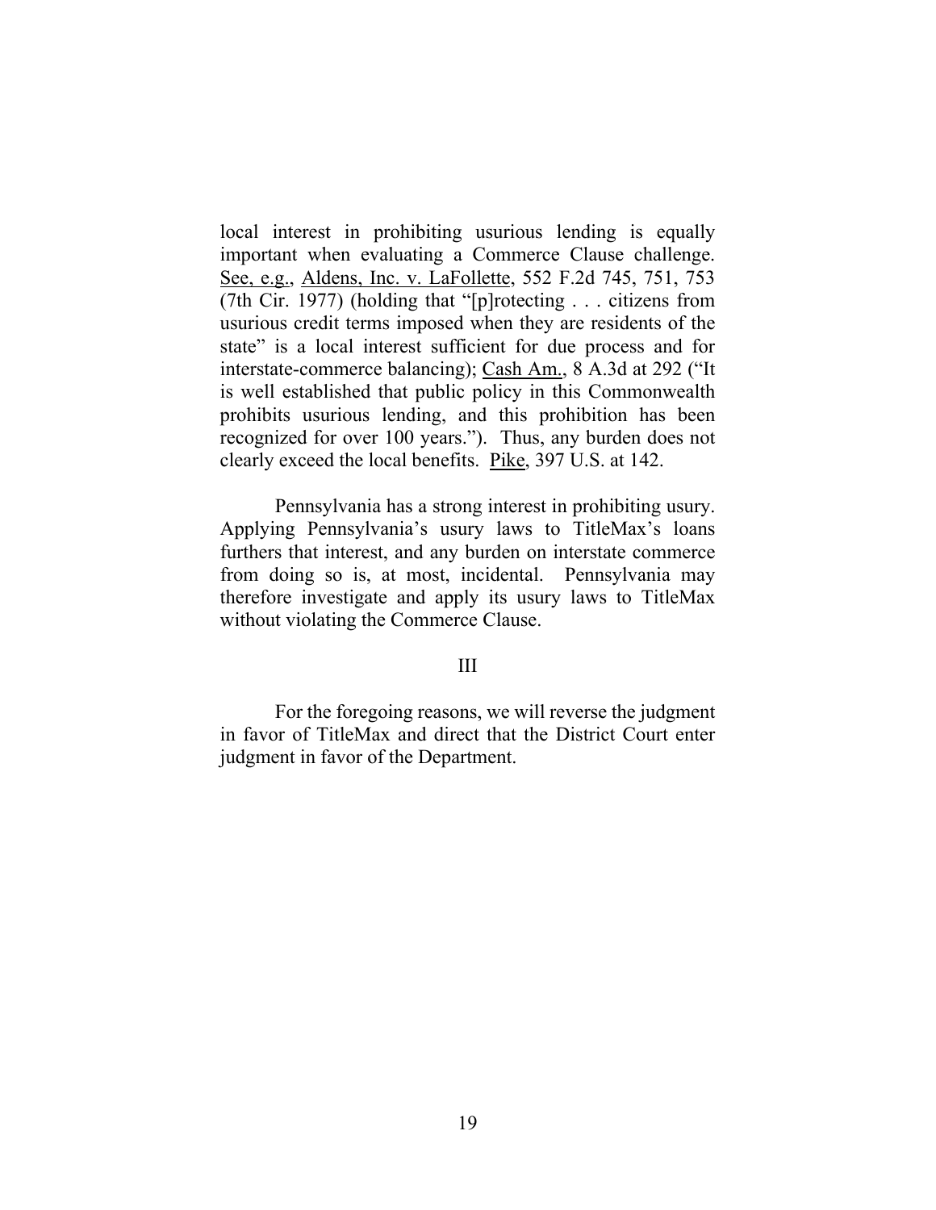local interest in prohibiting usurious lending is equally important when evaluating a Commerce Clause challenge. See, e.g., Aldens, Inc. v. LaFollette, 552 F.2d 745, 751, 753 (7th Cir. 1977) (holding that "[p]rotecting . . . citizens from usurious credit terms imposed when they are residents of the state" is a local interest sufficient for due process and for interstate-commerce balancing); Cash Am., 8 A.3d at 292 ("It is well established that public policy in this Commonwealth prohibits usurious lending, and this prohibition has been recognized for over 100 years."). Thus, any burden does not clearly exceed the local benefits. Pike, 397 U.S. at 142.

Pennsylvania has a strong interest in prohibiting usury. Applying Pennsylvania's usury laws to TitleMax's loans furthers that interest, and any burden on interstate commerce from doing so is, at most, incidental. Pennsylvania may therefore investigate and apply its usury laws to TitleMax without violating the Commerce Clause.

## III

For the foregoing reasons, we will reverse the judgment in favor of TitleMax and direct that the District Court enter judgment in favor of the Department.